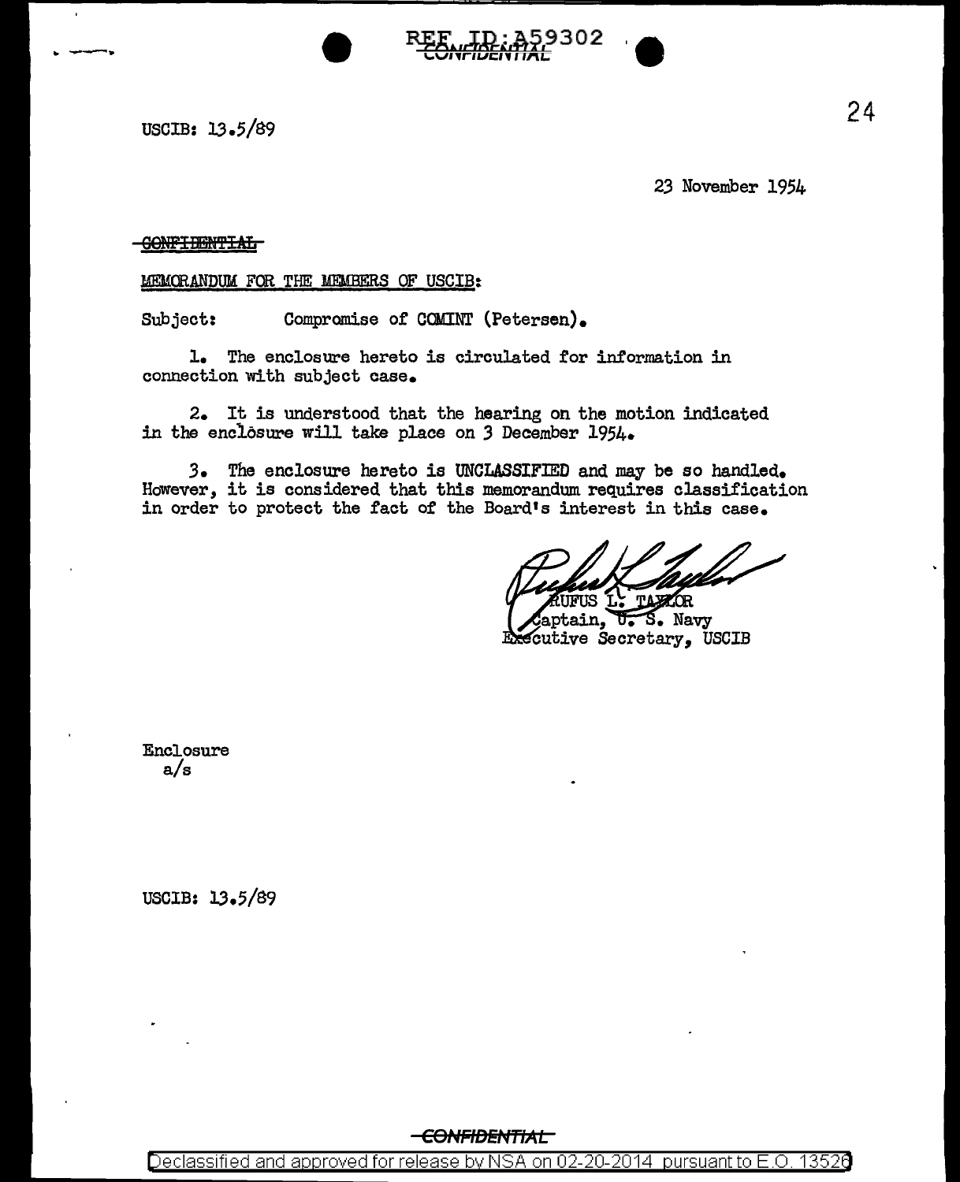REF ID:A59302

CONFIDENTIAL

USCIB: 13.5/89

23 November 1954

~~CONFIDENTIAL~~

MEMORANDUM FOR THE MEMBERS OF USCIB:

Subject: Compromise of COMINT (Petersen).

1. The enclosure hereto is circulated for information in connection with subject case.

2. It is understood that the hearing on the motion indicated in the enclosure will take place on 3 December 1954.

3. The enclosure hereto is UNCLASSIFIED and may be so handled. However, it is considered that this memorandum requires classification in order to protect the fact of the Board's interest in this case.

RUFUS L. TAYLOR
Captain, U. S. Navy
Executive Secretary, USCIB

Enclosure
a/s

USCIB: 13.5/89

CONFIDENTIAL

Declassified and approved for release by NSA on 02-20-2014 pursuant to E.O. 13526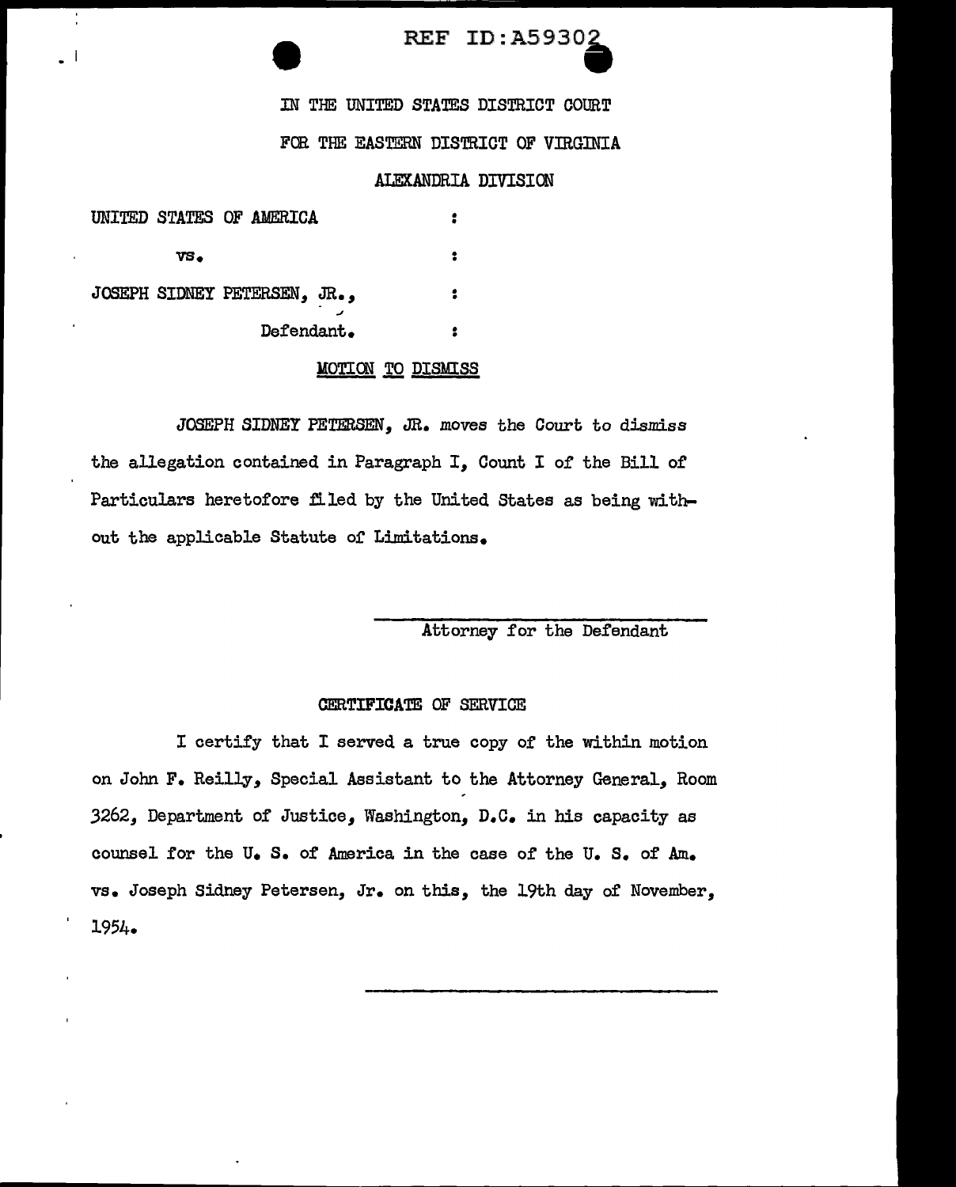REF ID:A59302

IN THE UNITED STATES DISTRICT COURT

FOR THE EASTERN DISTRICT OF VIRGINIA

ALEXANDRIA DIVISION

| | |
|---|---|
| UNITED STATES OF AMERICA | : |
| vs. | : |
| JOSEPH SIDNEY PETERSEN, JR., | : |
| Defendant. | : |

MOTION TO DISMISS

JOSEPH SIDNEY PETERSEN, JR. moves the Court to dismiss the allegation contained in Paragraph I, Count I of the Bill of Particulars heretofore filed by the United States as being without the applicable Statute of Limitations.

\_\_\_\_\_\_\_\_\_\_\_\_\_\_\_\_\_\_\_\_\_\_\_\_\_\_\_\_\_\_

Attorney for the Defendant

CERTIFICATE OF SERVICE

I certify that I served a true copy of the within motion on John F. Reilly, Special Assistant to the Attorney General, Room 3262, Department of Justice, Washington, D.C. in his capacity as counsel for the U. S. of America in the case of the U. S. of Am. vs. Joseph Sidney Petersen, Jr. on this, the 19th day of November, 1954.

\_\_\_\_\_\_\_\_\_\_\_\_\_\_\_\_\_\_\_\_\_\_\_\_\_\_\_\_\_\_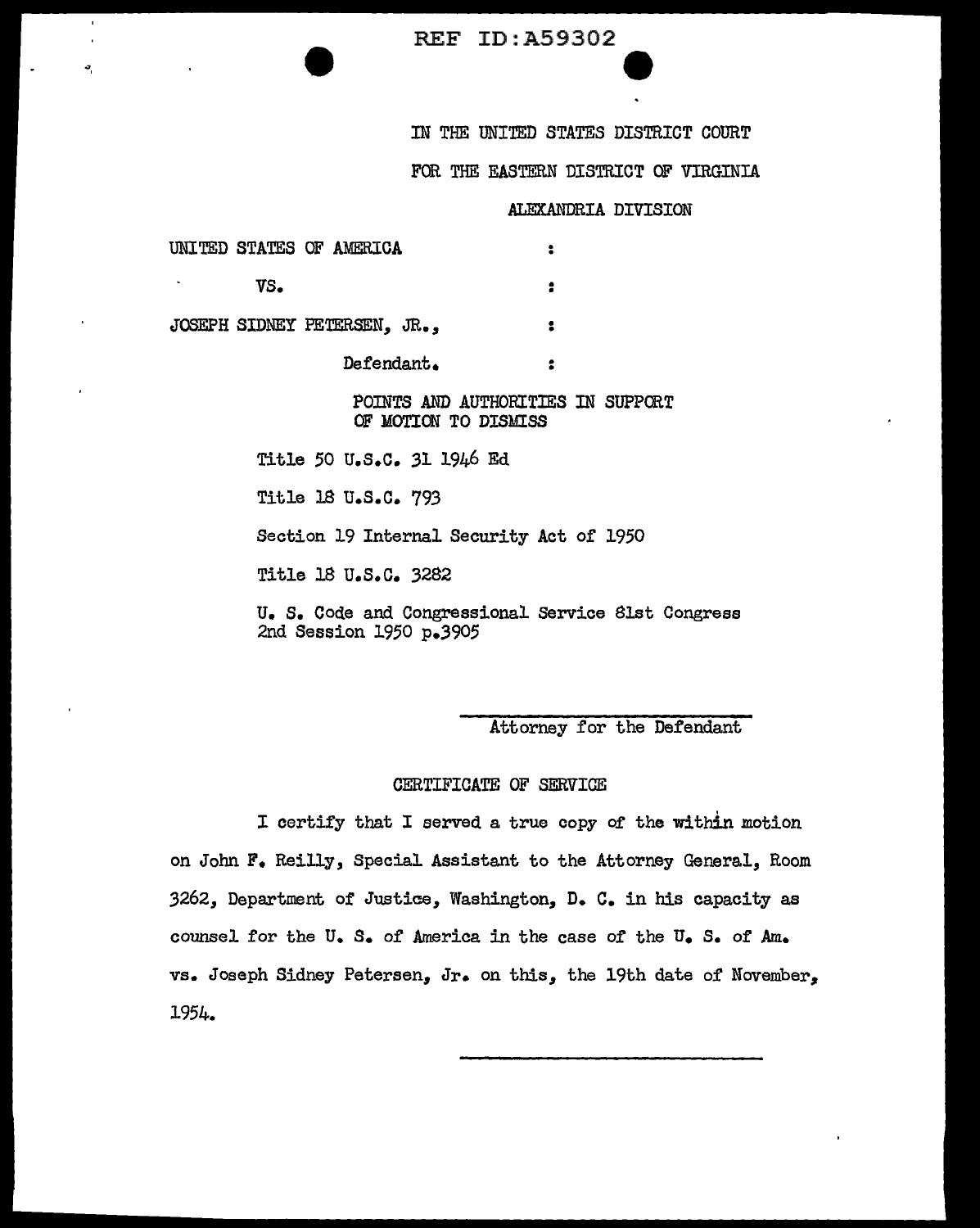REF ID:A59302

IN THE UNITED STATES DISTRICT COURT

FOR THE EASTERN DISTRICT OF VIRGINIA

ALEXANDRIA DIVISION

UNITED STATES OF AMERICA :

VS. :

JOSEPH SIDNEY PETERSEN, JR., :

Defendant. :

POINTS AND AUTHORITIES IN SUPPORT OF MOTION TO DISMISS

Title 50 U.S.C. 31 1946 Ed

Title 18 U.S.C. 793

Section 19 Internal Security Act of 1950

Title 18 U.S.C. 3282

U. S. Code and Congressional Service 81st Congress 2nd Session 1950 p.3905

\_\_\_\_\_\_\_\_\_\_\_\_\_\_\_\_\_\_\_\_\_\_\_\_\_\_\_\_
Attorney for the Defendant

CERTIFICATE OF SERVICE

I certify that I served a true copy of the within motion on John F. Reilly, Special Assistant to the Attorney General, Room 3262, Department of Justice, Washington, D. C. in his capacity as counsel for the U. S. of America in the case of the U. S. of Am. vs. Joseph Sidney Petersen, Jr. on this, the 19th date of November, 1954.

\_\_\_\_\_\_\_\_\_\_\_\_\_\_\_\_\_\_\_\_\_\_\_\_\_\_\_\_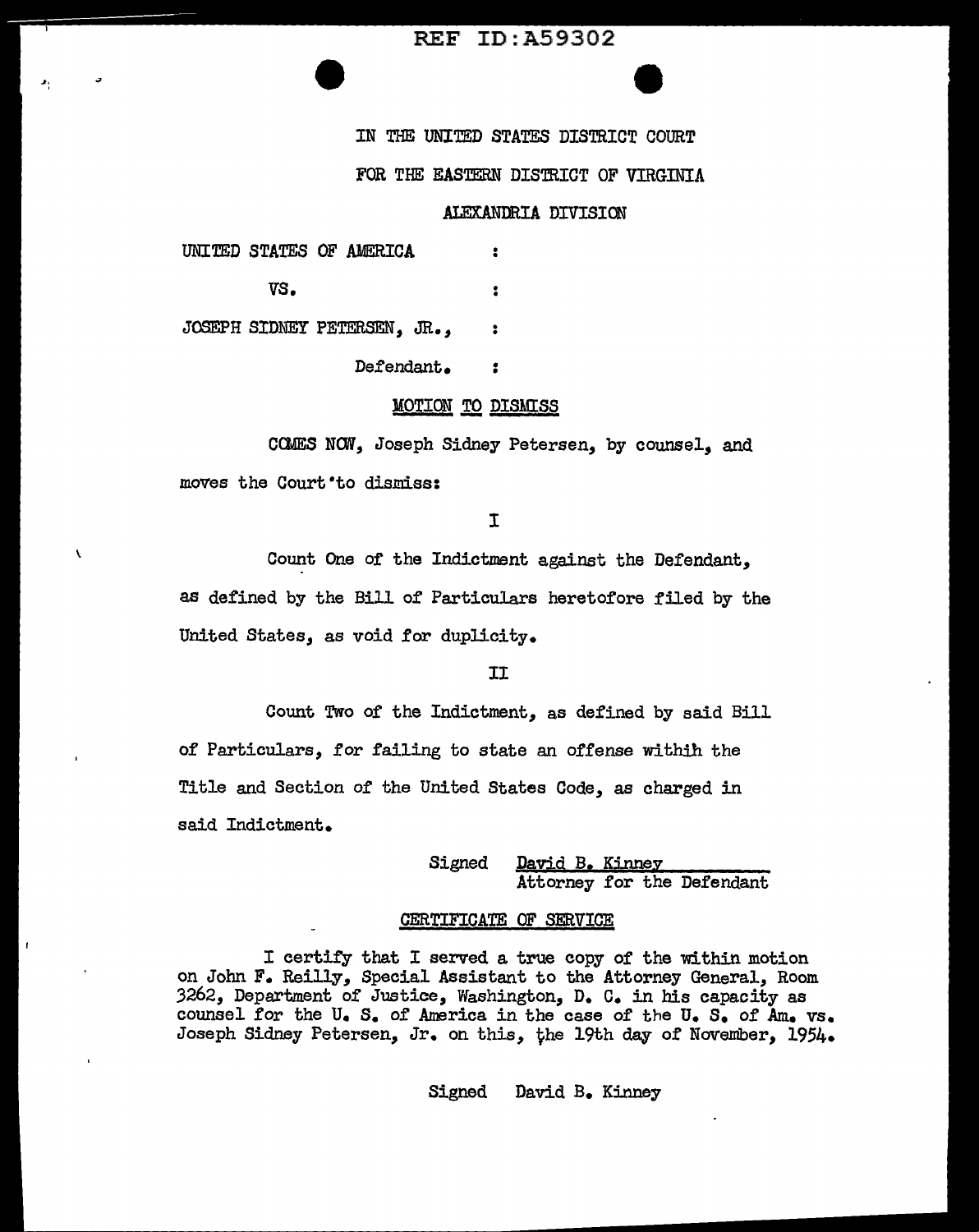IN THE UNITED STATES DISTRICT COURT

FOR THE EASTERN DISTRICT OF VIRGINIA

ALEXANDRIA DIVISION

UNITED STATES OF AMERICA :

VS. :

JOSEPH SIDNEY PETERSEN, JR., :

Defendant. :

MOTION TO DISMISS

COMES NOW, Joseph Sidney Petersen, by counsel, and moves the Court to dismiss:

I

Count One of the Indictment against the Defendant, as defined by the Bill of Particulars heretofore filed by the United States, as void for duplicity.

II

Count Two of the Indictment, as defined by said Bill of Particulars, for failing to state an offense withih the Title and Section of the United States Code, as charged in said Indictment.

Signed David B. Kinney
Attorney for the Defendant

CERTIFICATE OF SERVICE

I certify that I served a true copy of the within motion on John F. Reilly, Special Assistant to the Attorney General, Room 3262, Department of Justice, Washington, D. C. in his capacity as counsel for the U. S. of America in the case of the U. S. of Am. vs. Joseph Sidney Petersen, Jr. on this, the 19th day of November, 1954.

Signed David B. Kinney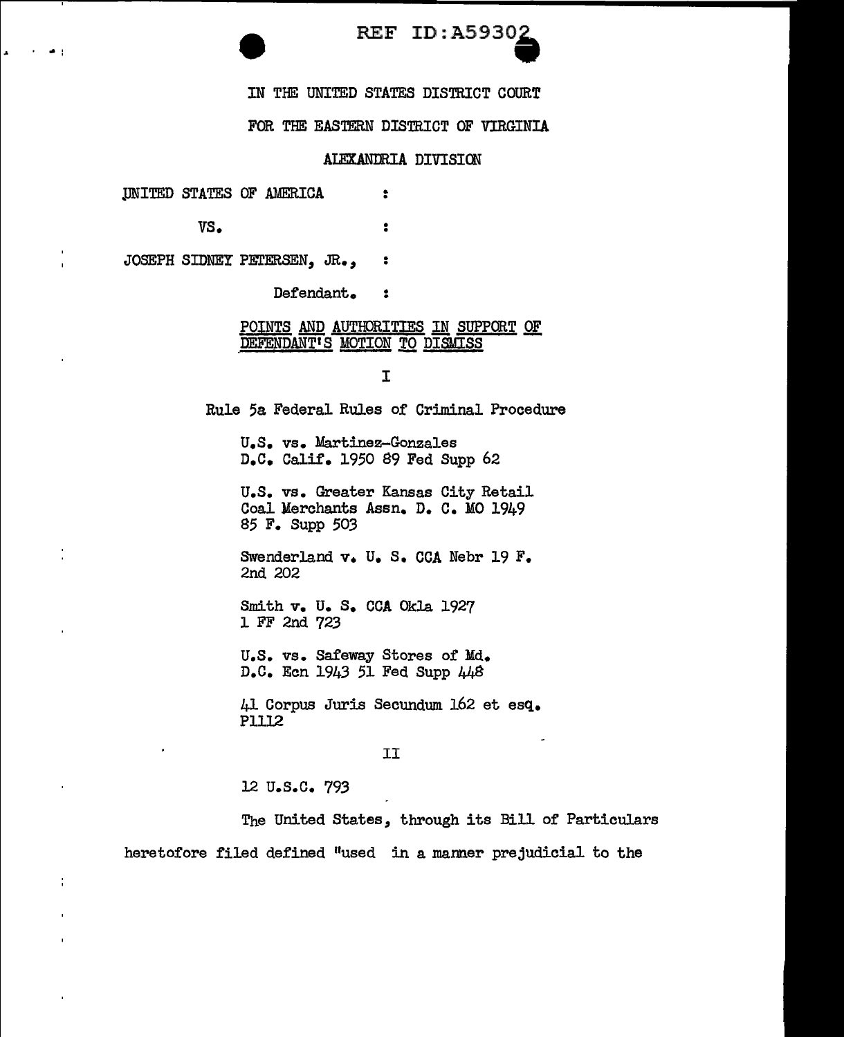REF ID:A59302

IN THE UNITED STATES DISTRICT COURT

FOR THE EASTERN DISTRICT OF VIRGINIA

ALEXANDRIA DIVISION

UNITED STATES OF AMERICA :

VS. :

JOSEPH SIDNEY PETERSEN, JR., :

Defendant. :

POINTS AND AUTHORITIES IN SUPPORT OF DEFENDANT'S MOTION TO DISMISS

I

Rule 5a Federal Rules of Criminal Procedure

U.S. vs. Martinez-Gonzales
D.C. Calif. 1950 89 Fed Supp 62

U.S. vs. Greater Kansas City Retail Coal Merchants Assn. D. C. MO 1949
85 F. Supp 503

Swenderland v. U. S. CCA Nebr 19 F. 2nd 202

Smith v. U. S. CCA Okla 1927
1 FF 2nd 723

U.S. vs. Safeway Stores of Md.
D.C. Ecn 1943 51 Fed Supp 448

41 Corpus Juris Secundum 162 et esq.
P1112

II

12 U.S.C. 793

The United States, through its Bill of Particulars heretofore filed defined "used in a manner prejudicial to the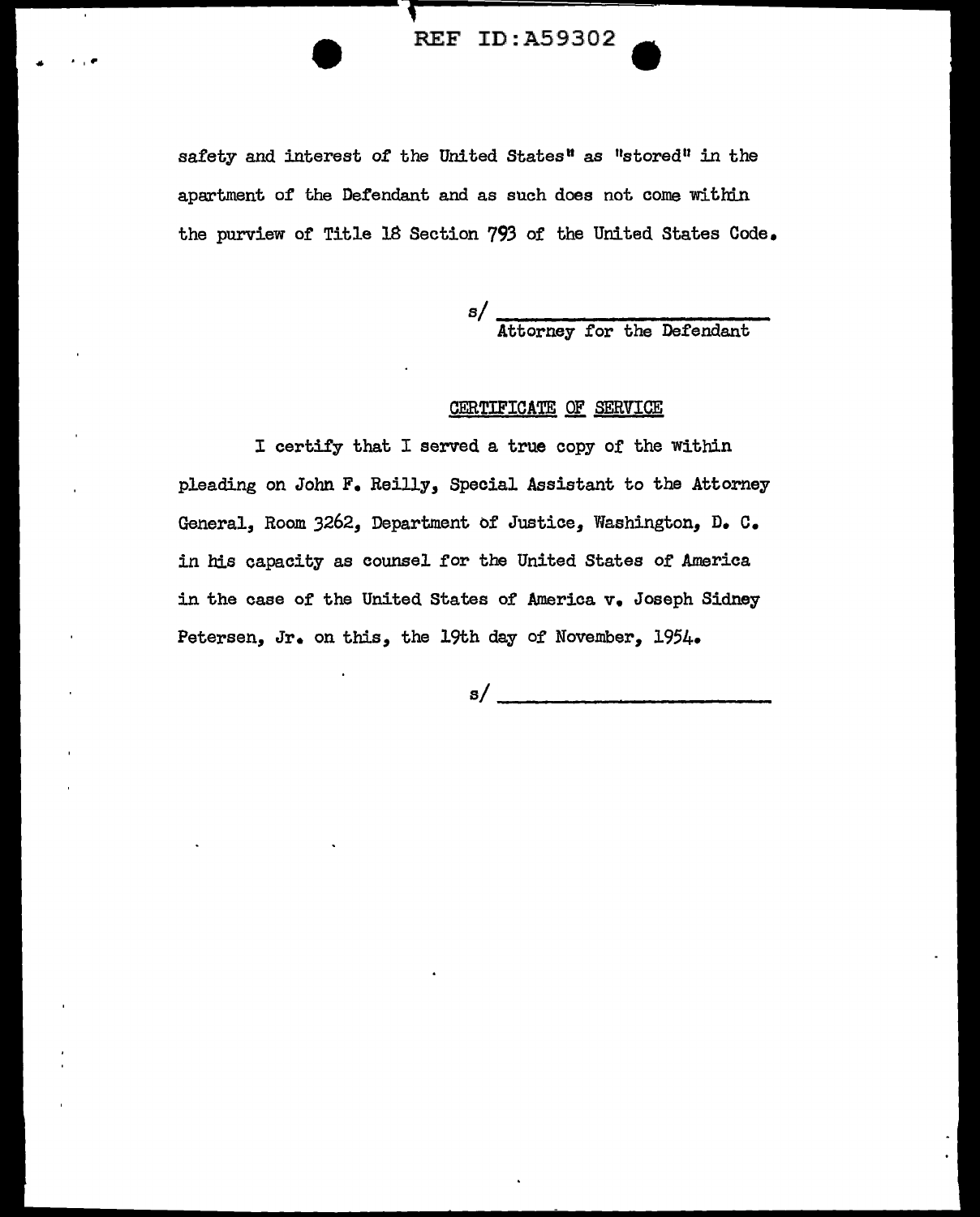safety and interest of the United States" as "stored" in the apartment of the Defendant and as such does not come within the purview of Title 18 Section 793 of the United States Code.

s/ ______________________
Attorney for the Defendant

CERTIFICATE OF SERVICE

I certify that I served a true copy of the within pleading on John F. Reilly, Special Assistant to the Attorney General, Room 3262, Department of Justice, Washington, D. C. in his capacity as counsel for the United States of America in the case of the United States of America v. Joseph Sidney Petersen, Jr. on this, the 19th day of November, 1954.

s/ ______________________